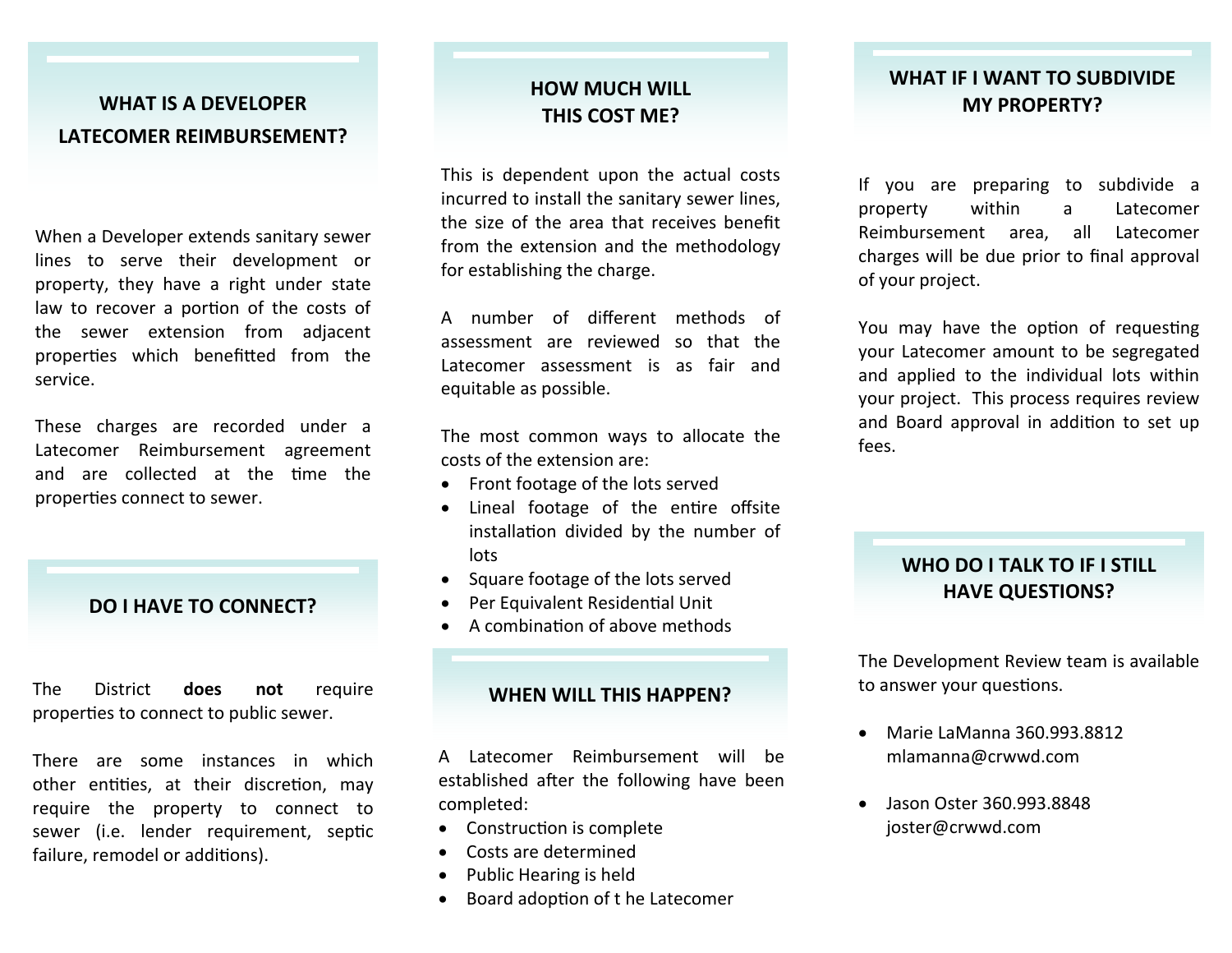## WHAT IS A DEVELOPER LATECOMER REIMBURSEMENT?

When a Developer extends sanitary sewer lines to serve their development or property, they have a right under state law to recover a portion of the costs of the sewer extension from adjacent properties which benefitted from the service.

These charges are recorded under a Latecomer Reimbursement agreement and are collected at the time the properties connect to sewer.

## DO I HAVE TO CONNECT?

The District **does not** require properties to connect to public sewer.

There are some instances in which other entities, at their discretion, may require the property to connect to sewer (i.e. lender requirement, septic failure, remodel or additions).

## HOW MUCH WILL THIS COST ME?

This is dependent upon the actual costs incurred to install the sanitary sewer lines, the size of the area that receives benefit from the extension and the methodology for establishing the charge.

A number of different methods of assessment are reviewed so that the Latecomer assessment is as fair and equitable as possible.

The most common ways to allocate the costs of the extension are:

- Front footage of the lots served
- Lineal footage of the entire offsite installation divided by the number of lots
- Square footage of the lots served
- Per Equivalent Residential Unit
- A combination of above methods

## WHEN WILL THIS HAPPEN?

A Latecomer Reimbursement will be established after the following have been completed:

- Construction is complete
- Costs are determined
- Public Hearing is held
- Board adoption of t he Latecomer

## WHAT IF I WANT TO SUBDIVIDE MY PROPERTY?

If you are preparing to subdivide a property within a Latecomer Reimbursement area, all Latecomer charges will be due prior to final approval of your project.

You may have the option of requesting your Latecomer amount to be segregated and applied to the individual lots within your project. This process requires review and Board approval in addition to set up fees.

## WHO DO I TALK TO IF I STILL HAVE QUESTIONS?

The Development Review team is available to answer your questions.

- Marie LaManna 360.993.8812 mlamanna@crwwd.com
- Jason Oster 360.993.8848 joster@crwwd.com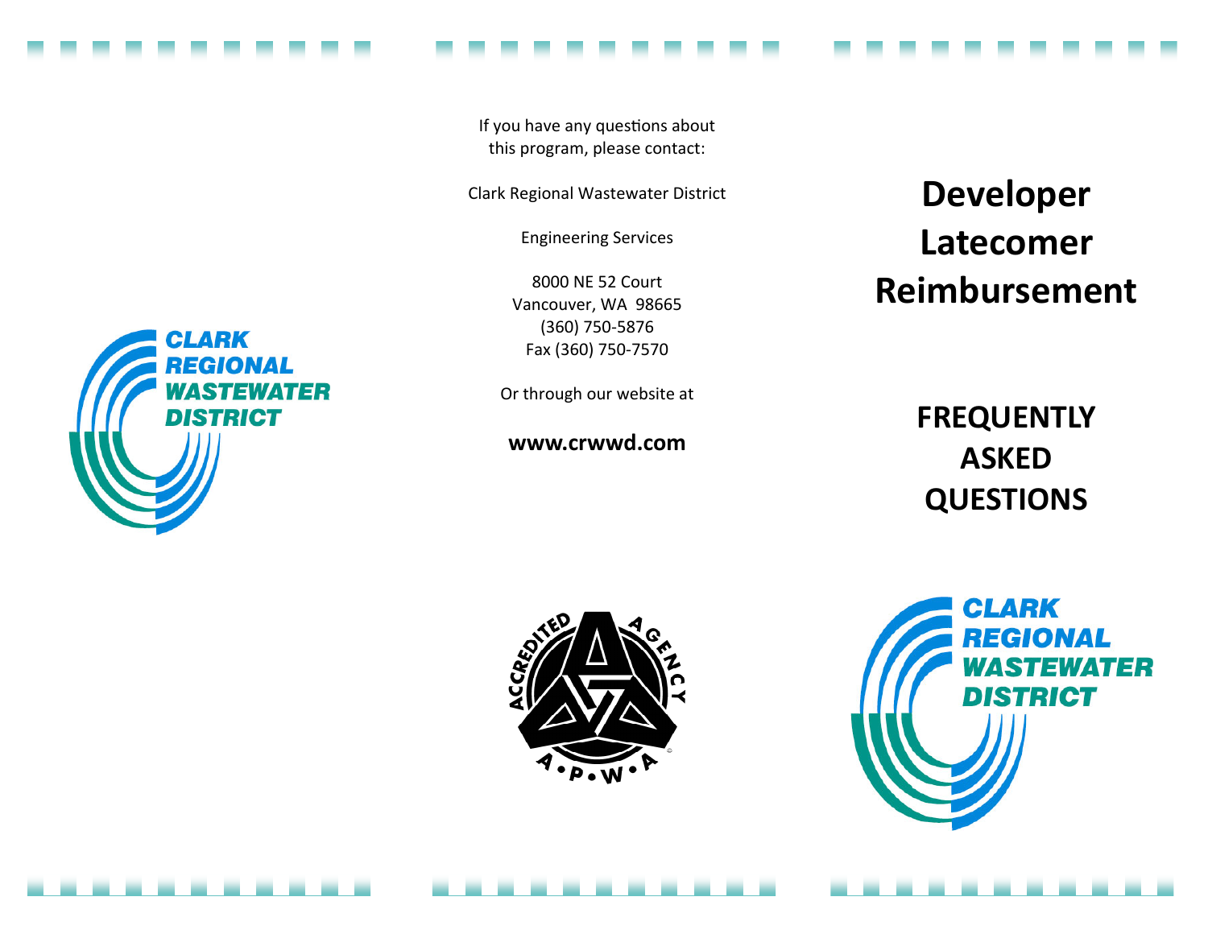CLARK REGIONAL WASTEWATER DISTRICT

If you have any questions about this program, please contact:

Clark Regional Wastewater District

Engineering Services

8000 NE 52 Court
Vancouver, WA 98665
(360) 750-5876
Fax (360) 750-7570

Or through our website at

**www.crwwd.com**

ACCREDITED AGENCY A•P•W•A

# Developer Latecomer Reimbursement

## FREQUENTLY ASKED QUESTIONS

CLARK REGIONAL WASTEWATER DISTRICT